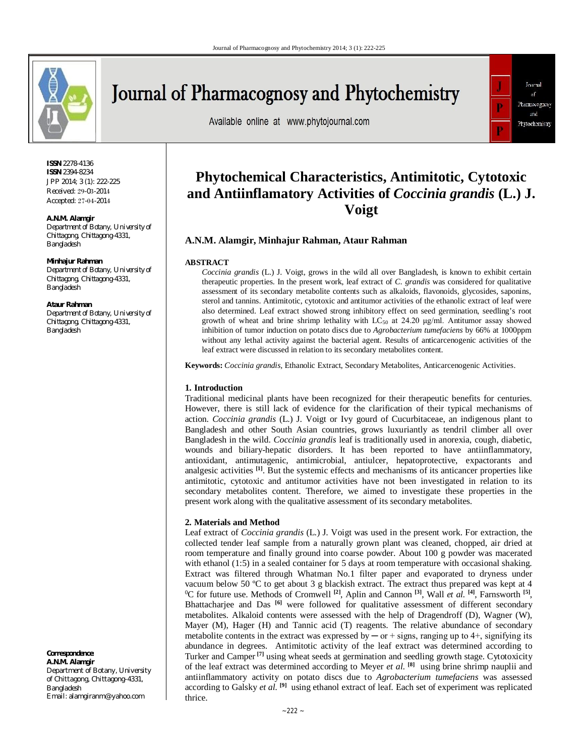# Phytochemical Characteristics, Antimitotic, Cytotoxic and Antiinflamatory Activities of *Coccinia grandis* (L.) J. Voigt

**A.N.M. Alamgir, Minhajur Rahman, Ataur Rahman**

**ISSN** 2278-4136
**ISSN** 2394-8234
JPP 2014; 3 (1): 222-225
Received: 29-03-2014
Accepted: 27-04-2014

**A.N.M. Alamgir**
Department of Botany, University of Chittagong, Chittagong-4331, Bangladesh

**Minhajur Rahman**
Department of Botany, University of Chittagong, Chittagong-4331, Bangladesh

**Ataur Rahman**
Department of Botany, University of Chittagong, Chittagong-4331, Bangladesh

**Correspondence**
**A.N.M. Alamgir**
Department of Botany, University of Chittagong, Chittagong-4331, Bangladesh
Email: alamgiranm@yahoo.com

## ABSTRACT

*Coccinia grandis* (L.) J. Voigt, grows in the wild all over Bangladesh, is known to exhibit certain therapeutic properties. In the present work, leaf extract of *C. grandis* was considered for qualitative assessment of its secondary metabolite contents such as alkaloids, flavonoids, glycosides, saponins, sterol and tannins. Antimitotic, cytotoxic and antitumor activities of the ethanolic extract of leaf were also determined. Leaf extract showed strong inhibitory effect on seed germination, seedling's root growth of wheat and brine shrimp lethality with $LC_{50}$ at 24.20 μg/ml. Antitumor assay showed inhibition of tumor induction on potato discs due to *Agrobacterium tumefaciens* by 66% at 1000ppm without any lethal activity against the bacterial agent. Results of anticarcenogenic activities of the leaf extract were discussed in relation to its secondary metabolites content.

**Keywords:** *Coccinia grandis*, Ethanolic Extract, Secondary Metabolites, Anticarcenogenic Activities.

### 1. Introduction

Traditional medicinal plants have been recognized for their therapeutic benefits for centuries. However, there is still lack of evidence for the clarification of their typical mechanisms of action. *Coccinia grandis* (L.) J. Voigt or Ivy gourd of Cucurbitaceae, an indigenous plant to Bangladesh and other South Asian countries, grows luxuriantly as tendril climber all over Bangladesh in the wild. *Coccinia grandis* leaf is traditionally used in anorexia, cough, diabetic, wounds and biliary-hepatic disorders. It has been reported to have antiinflammatory, antioxidant, antimutagenic, antimicrobial, antiulcer, hepatoprotective, expactorants and analgesic activities [1]. But the systemic effects and mechanisms of its anticancer properties like antimitotic, cytotoxic and antitumor activities have not been investigated in relation to its secondary metabolites content. Therefore, we aimed to investigate these properties in the present work along with the qualitative assessment of its secondary metabolites.

### 2. Materials and Method

Leaf extract of *Coccinia grandis* (L.) J. Voigt was used in the present work. For extraction, the collected tender leaf sample from a naturally grown plant was cleaned, chopped, air dried at room temperature and finally ground into coarse powder. About 100 g powder was macerated with ethanol (1:5) in a sealed container for 5 days at room temperature with occasional shaking. Extract was filtered through Whatman No.1 filter paper and evaporated to dryness under vacuum below 50 ºC to get about 3 g blackish extract. The extract thus prepared was kept at 4 $^0$C for future use. Methods of Cromwell [2], Aplin and Cannon [3], Wall *et al.* [4], Farnsworth [5], Bhattacharjee and Das [6] were followed for qualitative assessment of different secondary metabolites. Alkaloid contents were assessed with the help of Dragendroff (D), Wagner (W), Mayer (M), Hager (H) and Tannic acid (T) reagents. The relative abundance of secondary metabolite contents in the extract was expressed by ─ or + signs, ranging up to 4+, signifying its abundance in degrees. Antimitotic activity of the leaf extract was determined according to Turker and Camper [7] using wheat seeds at germination and seedling growth stage. Cytotoxicity of the leaf extract was determined according to Meyer *et al.* [8] using brine shrimp nauplii and antiinflammatory activity on potato discs due to *Agrobacterium tumefaciens* was assessed according to Galsky *et al.* [9] using ethanol extract of leaf. Each set of experiment was replicated thrice.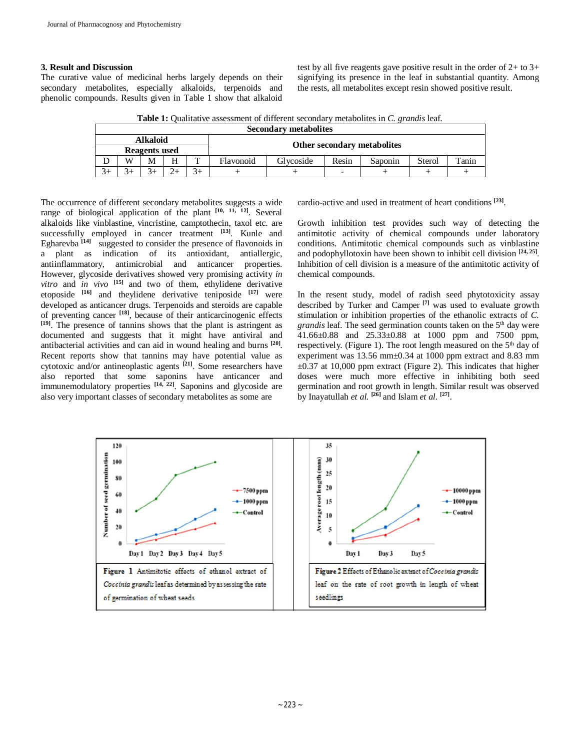### 3. Result and Discussion

The curative value of medicinal herbs largely depends on their secondary metabolites, especially alkaloids, terpenoids and phenolic compounds. Results given in Table 1 show that alkaloid test by all five reagents gave positive result in the order of 2+ to 3+ signifying its presence in the leaf in substantial quantity. Among the rests, all metabolites except resin showed positive result.

**Table 1:** Qualitative assessment of different secondary metabolites in *C. grandis* leaf.

| Secondary metabolites | | | | | | | | | | |
|---|---|---|---|---|---|---|---|---|---|---|
| Alkaloid | | | | | Other secondary metabolites | | | | | |
| Reagents used | | | | | | | | | | |
| D | W | M | H | T | Flavonoid | Glycoside | Resin | Saponin | Sterol | Tanin |
| 3+ | 3+ | 3+ | 2+ | 3+ | + | + | - | + | + | + |

The occurrence of different secondary metabolites suggests a wide range of biological application of the plant [10, 11, 12]. Several alkaloids like vinblastine, vincristine, camptothecin, taxol etc. are successfully employed in cancer treatment [13]. Kunle and Egharevba [14] suggested to consider the presence of flavonoids in a plant as indication of its antioxidant, antiallergic, antiinflammatory, antimicrobial and anticancer properties. However, glycoside derivatives showed very promising activity *in vitro* and *in vivo* [15] and two of them, ethylidene derivative etoposide [16] and theylidene derivative teniposide [17] were developed as anticancer drugs. Terpenoids and steroids are capable of preventing cancer [18], because of their anticarcinogenic effects [19]. The presence of tannins shows that the plant is astringent as documented and suggests that it might have antiviral and antibacterial activities and can aid in wound healing and burns [20]. Recent reports show that tannins may have potential value as cytotoxic and/or antineoplastic agents [21]. Some researchers have also reported that some saponins have anticancer and immunemodulatory properties [14, 22]. Saponins and glycoside are also very important classes of secondary metabolites as some are cardio-active and used in treatment of heart conditions [23].

Growth inhibition test provides such way of detecting the antimitotic activity of chemical compounds under laboratory conditions. Antimitotic chemical compounds such as vinblastine and podophyllotoxin have been shown to inhibit cell division [24, 25]. Inhibition of cell division is a measure of the antimitotic activity of chemical compounds.

In the resent study, model of radish seed phytotoxicity assay described by Turker and Camper [7] was used to evaluate growth stimulation or inhibition properties of the ethanolic extracts of *C. grandis* leaf. The seed germination counts taken on the 5th day were 41.66±0.88 and 25.33±0.88 at 1000 ppm and 7500 ppm, respectively. (Figure 1). The root length measured on the 5th day of experiment was 13.56 mm±0.34 at 1000 ppm extract and 8.83 mm ±0.37 at 10,000 ppm extract (Figure 2). This indicates that higher doses were much more effective in inhibiting both seed germination and root growth in length. Similar result was observed by Inayatullah *et al.* [26] and Islam *et al.* [27].

**Figure 1** Antimitotic effects of ethanol extract of *Coccinia grandis* leaf as determined by assessing the rate of germination of wheat seeds

**Figure 2** Effects of Ethanolic extract of *Coccinia grandis* leaf on the rate of root growth in length of wheat seedlings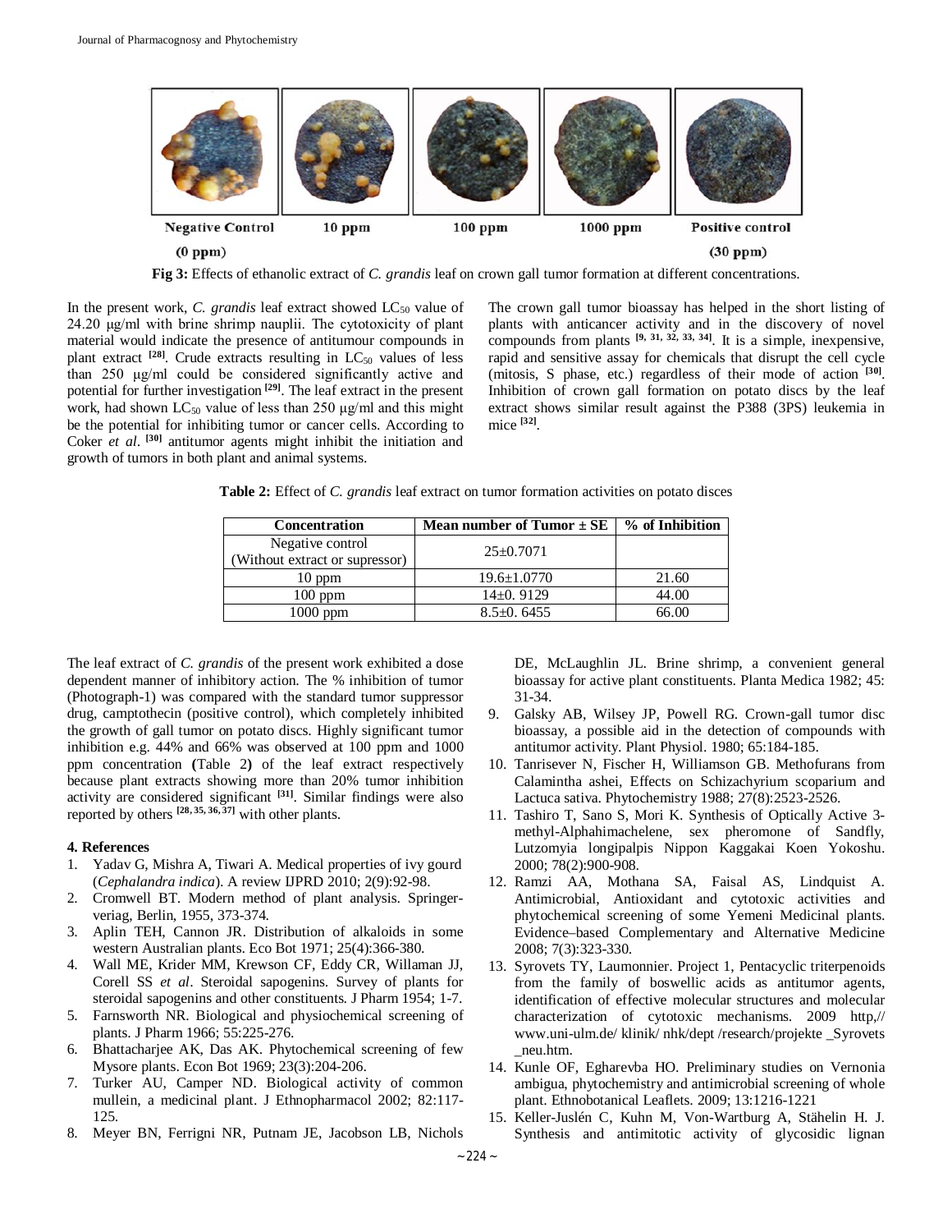Negative Control (0 ppm) | 10 ppm | 100 ppm | 1000 ppm | Positive control (30 ppm)

**Fig 3:** Effects of ethanolic extract of *C. grandis* leaf on crown gall tumor formation at different concentrations.

In the present work, *C. grandis* leaf extract showed $LC_{50}$ value of 24.20 μg/ml with brine shrimp nauplii. The cytotoxicity of plant material would indicate the presence of antitumour compounds in plant extract [28]. Crude extracts resulting in $LC_{50}$ values of less than 250 μg/ml could be considered significantly active and potential for further investigation [29]. The leaf extract in the present work, had shown $LC_{50}$ value of less than 250 μg/ml and this might be the potential for inhibiting tumor or cancer cells. According to Coker *et al*. [30] antitumor agents might inhibit the initiation and growth of tumors in both plant and animal systems.

The crown gall tumor bioassay has helped in the short listing of plants with anticancer activity and in the discovery of novel compounds from plants [9, 31, 32, 33, 34]. It is a simple, inexpensive, rapid and sensitive assay for chemicals that disrupt the cell cycle (mitosis, S phase, etc.) regardless of their mode of action [30]. Inhibition of crown gall formation on potato discs by the leaf extract shows similar result against the P388 (3PS) leukemia in mice [32].

**Table 2:** Effect of *C. grandis* leaf extract on tumor formation activities on potato disces

| Concentration | Mean number of Tumor ± SE | % of Inhibition |
|---|---|---|
| Negative control (Without extract or supressor) | 25±0.7071 | |
| 10 ppm | 19.6±1.0770 | 21.60 |
| 100 ppm | 14±0. 9129 | 44.00 |
| 1000 ppm | 8.5±0. 6455 | 66.00 |

The leaf extract of *C. grandis* of the present work exhibited a dose dependent manner of inhibitory action. The % inhibition of tumor (Photograph-1) was compared with the standard tumor suppressor drug, camptothecin (positive control), which completely inhibited the growth of gall tumor on potato discs. Highly significant tumor inhibition e.g. 44% and 66% was observed at 100 ppm and 1000 ppm concentration **(**Table 2**)** of the leaf extract respectively because plant extracts showing more than 20% tumor inhibition activity are considered significant [31]. Similar findings were also reported by others [28, 35, 36, 37] with other plants.

## 4. References

1. Yadav G, Mishra A, Tiwari A. Medical properties of ivy gourd (*Cephalandra indica*). A review IJPRD 2010; 2(9):92-98.
2. Cromwell BT. Modern method of plant analysis. Springer-veriag, Berlin, 1955, 373-374.
3. Aplin TEH, Cannon JR. Distribution of alkaloids in some western Australian plants. Eco Bot 1971; 25(4):366-380.
4. Wall ME, Krider MM, Krewson CF, Eddy CR, Willaman JJ, Corell SS *et al*. Steroidal sapogenins. Survey of plants for steroidal sapogenins and other constituents. J Pharm 1954; 1-7.
5. Farnsworth NR. Biological and physiochemical screening of plants. J Pharm 1966; 55:225-276.
6. Bhattacharjee AK, Das AK. Phytochemical screening of few Mysore plants. Econ Bot 1969; 23(3):204-206.
7. Turker AU, Camper ND. Biological activity of common mullein, a medicinal plant. J Ethnopharmacol 2002; 82:117-125.
8. Meyer BN, Ferrigni NR, Putnam JE, Jacobson LB, Nichols DE, McLaughlin JL. Brine shrimp, a convenient general bioassay for active plant constituents. Planta Medica 1982; 45: 31-34.
9. Galsky AB, Wilsey JP, Powell RG. Crown-gall tumor disc bioassay, a possible aid in the detection of compounds with antitumor activity. Plant Physiol. 1980; 65:184-185.
10. Tanrisever N, Fischer H, Williamson GB. Methofurans from Calamintha ashei, Effects on Schizachyrium scoparium and Lactuca sativa. Phytochemistry 1988; 27(8):2523-2526.
11. Tashiro T, Sano S, Mori K. Synthesis of Optically Active 3-methyl-Alphahimachelene, sex pheromone of Sandfly, Lutzomyia longipalpis Nippon Kaggakai Koen Yokoshu. 2000; 78(2):900-908.
12. Ramzi AA, Mothana SA, Faisal AS, Lindquist A. Antimicrobial, Antioxidant and cytotoxic activities and phytochemical screening of some Yemeni Medicinal plants. Evidence–based Complementary and Alternative Medicine 2008; 7(3):323-330.
13. Syrovets TY, Laumonnier. Project 1, Pentacyclic triterpenoids from the family of boswellic acids as antitumor agents, identification of effective molecular structures and molecular characterization of cytotoxic mechanisms. 2009 http,// www.uni-ulm.de/ klinik/ nhk/dept /research/projekte _Syrovets _neu.htm.
14. Kunle OF, Egharevba HO. Preliminary studies on Vernonia ambigua, phytochemistry and antimicrobial screening of whole plant. Ethnobotanical Leaflets. 2009; 13:1216-1221
15. Keller-Juslén C, Kuhn M, Von-Wartburg A, Stähelin H. J. Synthesis and antimitotic activity of glycosidic lignan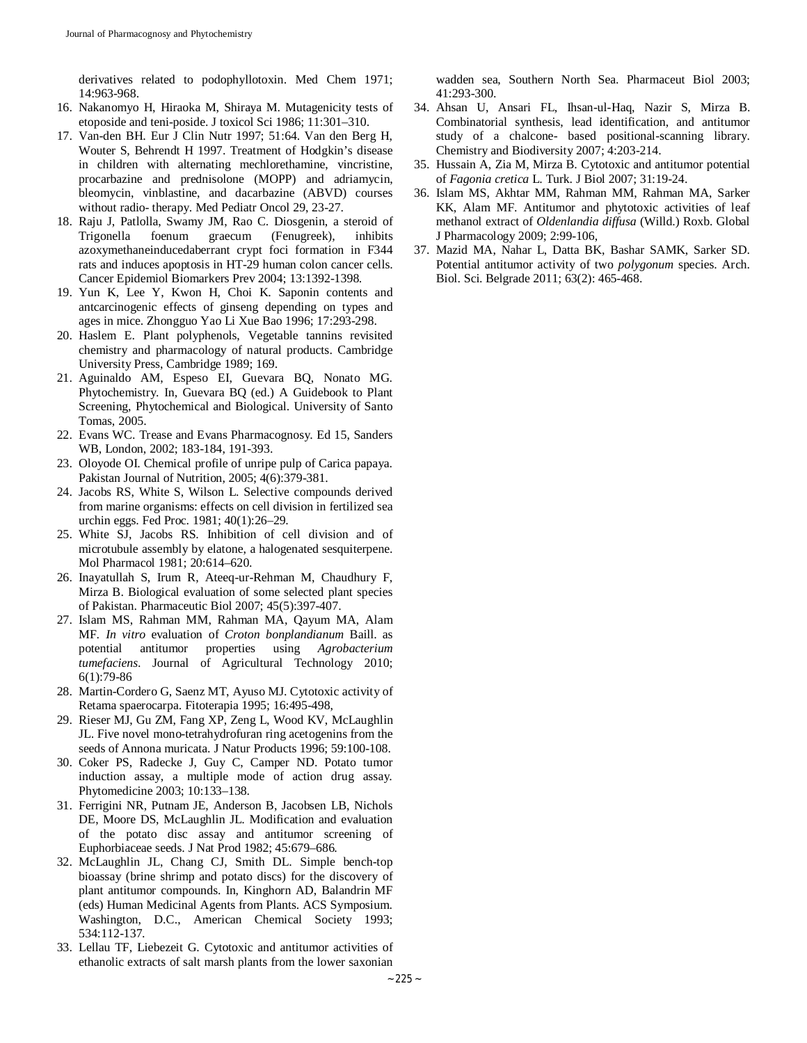derivatives related to podophyllotoxin. Med Chem 1971; 14:963-968.

16. Nakanomyo H, Hiraoka M, Shiraya M. Mutagenicity tests of etoposide and teni-poside. J toxicol Sci 1986; 11:301–310.
17. Van-den BH. Eur J Clin Nutr 1997; 51:64. Van den Berg H, Wouter S, Behrendt H 1997. Treatment of Hodgkin's disease in children with alternating mechlorethamine, vincristine, procarbazine and prednisolone (MOPP) and adriamycin, bleomycin, vinblastine, and dacarbazine (ABVD) courses without radio- therapy. Med Pediatr Oncol 29, 23-27.
18. Raju J, Patlolla, Swamy JM, Rao C. Diosgenin, a steroid of Trigonella foenum graecum (Fenugreek), inhibits azoxymethaneinducedaberrant crypt foci formation in F344 rats and induces apoptosis in HT-29 human colon cancer cells. Cancer Epidemiol Biomarkers Prev 2004; 13:1392-1398.
19. Yun K, Lee Y, Kwon H, Choi K. Saponin contents and antcarcinogenic effects of ginseng depending on types and ages in mice. Zhongguo Yao Li Xue Bao 1996; 17:293-298.
20. Haslem E. Plant polyphenols, Vegetable tannins revisited chemistry and pharmacology of natural products. Cambridge University Press, Cambridge 1989; 169.
21. Aguinaldo AM, Espeso EI, Guevara BQ, Nonato MG. Phytochemistry. In, Guevara BQ (ed.) A Guidebook to Plant Screening, Phytochemical and Biological. University of Santo Tomas, 2005.
22. Evans WC. Trease and Evans Pharmacognosy. Ed 15, Sanders WB, London, 2002; 183-184, 191-393.
23. Oloyode OI. Chemical profile of unripe pulp of Carica papaya. Pakistan Journal of Nutrition, 2005; 4(6):379-381.
24. Jacobs RS, White S, Wilson L. Selective compounds derived from marine organisms: effects on cell division in fertilized sea urchin eggs. Fed Proc. 1981; 40(1):26–29.
25. White SJ, Jacobs RS. Inhibition of cell division and of microtubule assembly by elatone, a halogenated sesquiterpene. Mol Pharmacol 1981; 20:614–620.
26. Inayatullah S, Irum R, Ateeq-ur-Rehman M, Chaudhury F, Mirza B. Biological evaluation of some selected plant species of Pakistan. Pharmaceutic Biol 2007; 45(5):397-407.
27. Islam MS, Rahman MM, Rahman MA, Qayum MA, Alam MF. *In vitro* evaluation of *Croton bonplandianum* Baill. as potential antitumor properties using *Agrobacterium tumefaciens*. Journal of Agricultural Technology 2010; 6(1):79-86
28. Martin-Cordero G, Saenz MT, Ayuso MJ. Cytotoxic activity of Retama spaerocarpa. Fitoterapia 1995; 16:495-498,
29. Rieser MJ, Gu ZM, Fang XP, Zeng L, Wood KV, McLaughlin JL. Five novel mono-tetrahydrofuran ring acetogenins from the seeds of Annona muricata. J Natur Products 1996; 59:100-108.
30. Coker PS, Radecke J, Guy C, Camper ND. Potato tumor induction assay, a multiple mode of action drug assay. Phytomedicine 2003; 10:133–138.
31. Ferrigini NR, Putnam JE, Anderson B, Jacobsen LB, Nichols DE, Moore DS, McLaughlin JL. Modification and evaluation of the potato disc assay and antitumor screening of Euphorbiaceae seeds. J Nat Prod 1982; 45:679–686.
32. McLaughlin JL, Chang CJ, Smith DL. Simple bench-top bioassay (brine shrimp and potato discs) for the discovery of plant antitumor compounds. In, Kinghorn AD, Balandrin MF (eds) Human Medicinal Agents from Plants. ACS Symposium. Washington, D.C., American Chemical Society 1993; 534:112-137.
33. Lellau TF, Liebezeit G. Cytotoxic and antitumor activities of ethanolic extracts of salt marsh plants from the lower saxonian wadden sea, Southern North Sea. Pharmaceut Biol 2003; 41:293-300.
34. Ahsan U, Ansari FL, Ihsan-ul-Haq, Nazir S, Mirza B. Combinatorial synthesis, lead identification, and antitumor study of a chalcone- based positional-scanning library. Chemistry and Biodiversity 2007; 4:203-214.
35. Hussain A, Zia M, Mirza B. Cytotoxic and antitumor potential of *Fagonia cretica* L. Turk. J Biol 2007; 31:19-24.
36. Islam MS, Akhtar MM, Rahman MM, Rahman MA, Sarker KK, Alam MF. Antitumor and phytotoxic activities of leaf methanol extract of *Oldenlandia diffusa* (Willd.) Roxb. Global J Pharmacology 2009; 2:99-106,
37. Mazid MA, Nahar L, Datta BK, Bashar SAMK, Sarker SD. Potential antitumor activity of two *polygonum* species. Arch. Biol. Sci. Belgrade 2011; 63(2): 465-468.